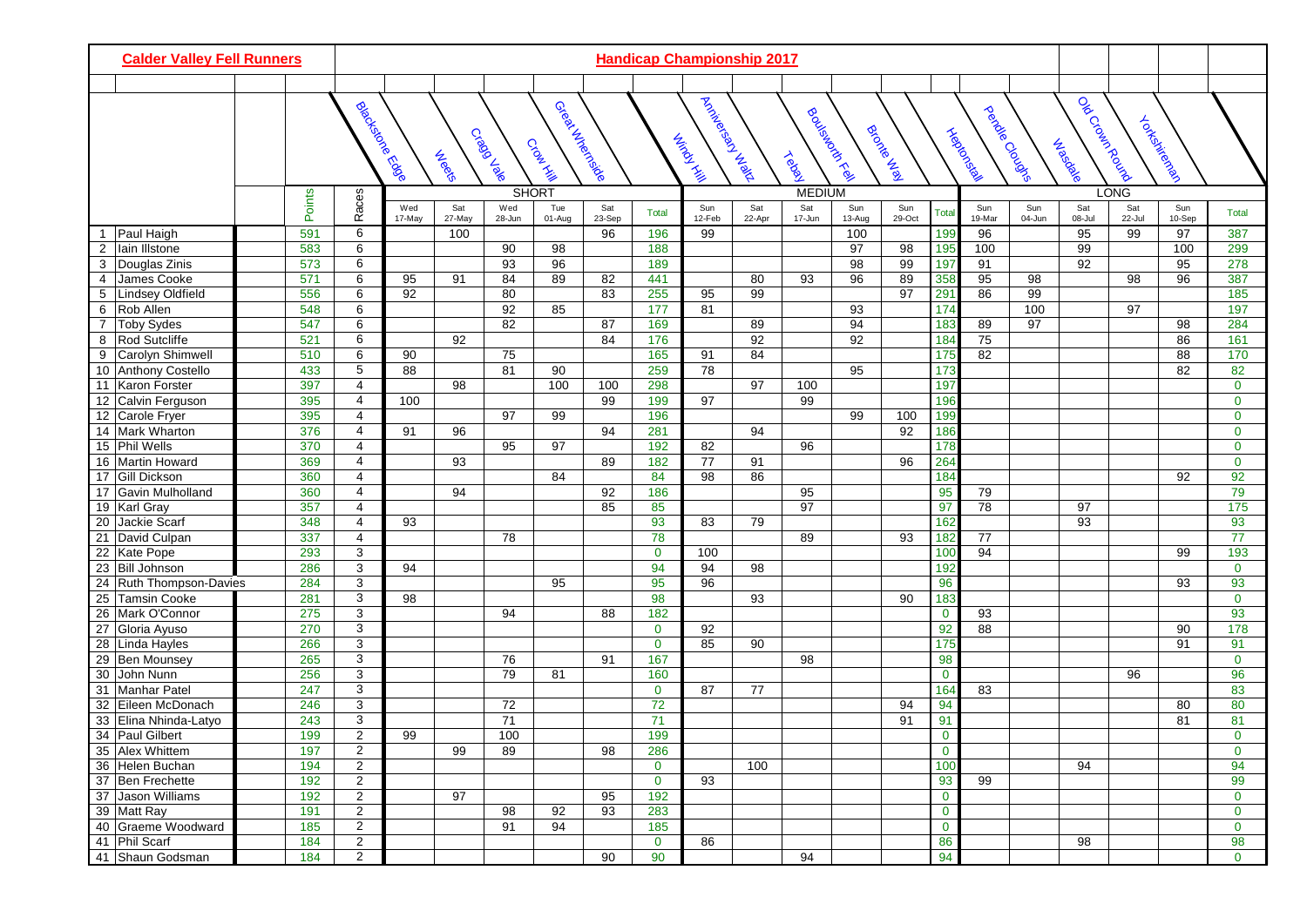## Calder Valley Fell Runners

## Handicap Championship 2017

| | | Points | Races | SHORT | | | | | | MEDIUM | | | | | | LONG | | | | | |
|---|---|---|---|---|---|---|---|---|---|---|---|---|---|---|---|---|---|---|---|---|---|
| | | | | Blackstone Edge | Weets | Cragg Vale | Crow Hill | Great Whernside | | Windy Hill | Anniversary Waltz | Tebay | Boulsworth Fell | Bronte Way | | Heptonstall | Pendle Cloughs | Wasdale | Old Crown Round | Yorkshireman | |
| | | | | Wed 17-May | Sat 27-May | Wed 28-Jun | Tue 01-Aug | Sat 23-Sep | Total | Sun 12-Feb | Sat 22-Apr | Sat 17-Jun | Sun 13-Aug | Sun 29-Oct | Total | Sun 19-Mar | Sun 04-Jun | Sat 08-Jul | Sat 22-Jul | Sun 10-Sep | Total |
| 1 | Paul Haigh | 591 | 6 | | 100 | | | 96 | 196 | 99 | | | 100 | | 199 | 96 | | 95 | 99 | 97 | 387 |
| 2 | Iain Illstone | 583 | 6 | | | 90 | 98 | | 188 | | | | 97 | 98 | 195 | 100 | | 99 | | 100 | 299 |
| 3 | Douglas Zinis | 573 | 6 | | | 93 | 96 | | 189 | | | | 98 | 99 | 197 | 91 | | 92 | | 95 | 278 |
| 4 | James Cooke | 571 | 6 | 95 | 91 | 84 | 89 | 82 | 441 | | 80 | 93 | 96 | 89 | 358 | 95 | 98 | | 98 | 96 | 387 |
| 5 | Lindsey Oldfield | 556 | 6 | 92 | | 80 | | 83 | 255 | 95 | 99 | | | 97 | 291 | 86 | 99 | | | | 185 |
| 6 | Rob Allen | 548 | 6 | | | 92 | 85 | | 177 | 81 | | | 93 | | 174 | | 100 | | 97 | | 197 |
| 7 | Toby Sydes | 547 | 6 | | | 82 | | 87 | 169 | | 89 | | 94 | | 183 | 89 | 97 | | | 98 | 284 |
| 8 | Rod Sutcliffe | 521 | 6 | | 92 | | | 84 | 176 | | 92 | | 92 | | 184 | 75 | | | | 86 | 161 |
| 9 | Carolyn Shimwell | 510 | 6 | 90 | | 75 | | | 165 | 91 | 84 | | | | 175 | 82 | | | | 88 | 170 |
| 10 | Anthony Costello | 433 | 5 | 88 | | 81 | 90 | | 259 | 78 | | | 95 | | 173 | | | | | 82 | 82 |
| 11 | Karon Forster | 397 | 4 | | 98 | | 100 | 100 | 298 | | 97 | 100 | | | 197 | | | | | | 0 |
| 12 | Calvin Ferguson | 395 | 4 | 100 | | | | 99 | 199 | 97 | | 99 | | | 196 | | | | | | 0 |
| 12 | Carole Fryer | 395 | 4 | | | 97 | 99 | | 196 | | | | 99 | 100 | 199 | | | | | | 0 |
| 14 | Mark Wharton | 376 | 4 | 91 | 96 | | | 94 | 281 | | 94 | | | 92 | 186 | | | | | | 0 |
| 15 | Phil Wells | 370 | 4 | | | 95 | 97 | | 192 | 82 | | 96 | | | 178 | | | | | | 0 |
| 16 | Martin Howard | 369 | 4 | | 93 | | | 89 | 182 | 77 | 91 | | | 96 | 264 | | | | | | 0 |
| 17 | Gill Dickson | 360 | 4 | | | | 84 | | 84 | 98 | 86 | | | | 184 | | | | | 92 | 92 |
| 17 | Gavin Mulholland | 360 | 4 | | 94 | | | 92 | 186 | | | 95 | | | 95 | 79 | | | | | 79 |
| 19 | Karl Gray | 357 | 4 | | | | | 85 | 85 | | | 97 | | | 97 | 78 | | 97 | | | 175 |
| 20 | Jackie Scarf | 348 | 4 | 93 | | | | | 93 | 83 | 79 | | | | 162 | | | 93 | | | 93 |
| 21 | David Culpan | 337 | 4 | | | 78 | | | 78 | | | 89 | | 93 | 182 | 77 | | | | | 77 |
| 22 | Kate Pope | 293 | 3 | | | | | | 0 | 100 | | | | | 100 | 94 | | | | 99 | 193 |
| 23 | Bill Johnson | 286 | 3 | 94 | | | | | 94 | 94 | 98 | | | | 192 | | | | | | 0 |
| 24 | Ruth Thompson-Davies | 284 | 3 | | | | 95 | | 95 | 96 | | | | | 96 | | | | | 93 | 93 |
| 25 | Tamsin Cooke | 281 | 3 | 98 | | | | | 98 | | 93 | | | 90 | 183 | | | | | | 0 |
| 26 | Mark O'Connor | 275 | 3 | | | 94 | | 88 | 182 | | | | | | 0 | 93 | | | | | 93 |
| 27 | Gloria Ayuso | 270 | 3 | | | | | | 0 | 92 | | | | | 92 | 88 | | | | 90 | 178 |
| 28 | Linda Hayles | 266 | 3 | | | | | | 0 | 85 | 90 | | | | 175 | | | | | 91 | 91 |
| 29 | Ben Mounsey | 265 | 3 | | | 76 | | 91 | 167 | | | 98 | | | 98 | | | | | | 0 |
| 30 | John Nunn | 256 | 3 | | | 79 | 81 | | 160 | | | | | | 0 | | | | 96 | | 96 |
| 31 | Manhar Patel | 247 | 3 | | | | | | 0 | 87 | 77 | | | | 164 | 83 | | | | | 83 |
| 32 | Eileen McDonach | 246 | 3 | | | 72 | | | 72 | | | | | 94 | 94 | | | | | 80 | 80 |
| 33 | Elina Nhinda-Latyo | 243 | 3 | | | 71 | | | 71 | | | | | 91 | 91 | | | | | 81 | 81 |
| 34 | Paul Gilbert | 199 | 2 | 99 | | 100 | | | 199 | | | | | | 0 | | | | | | 0 |
| 35 | Alex Whittem | 197 | 2 | | 99 | 89 | | 98 | 286 | | | | | | 0 | | | | | | 0 |
| 36 | Helen Buchan | 194 | 2 | | | | | | 0 | | 100 | | | | 100 | | | 94 | | | 94 |
| 37 | Ben Frechette | 192 | 2 | | | | | | 0 | 93 | | | | | 93 | 99 | | | | | 99 |
| 37 | Jason Williams | 192 | 2 | | 97 | | | 95 | 192 | | | | | | 0 | | | | | | 0 |
| 39 | Matt Ray | 191 | 2 | | | 98 | 92 | 93 | 283 | | | | | | 0 | | | | | | 0 |
| 40 | Graeme Woodward | 185 | 2 | | | 91 | 94 | | 185 | | | | | | 0 | | | | | | 0 |
| 41 | Phil Scarf | 184 | 2 | | | | | | 0 | 86 | | | | | 86 | | | 98 | | | 98 |
| 41 | Shaun Godsman | 184 | 2 | | | | | 90 | 90 | | | 94 | | | 94 | | | | | | 0 |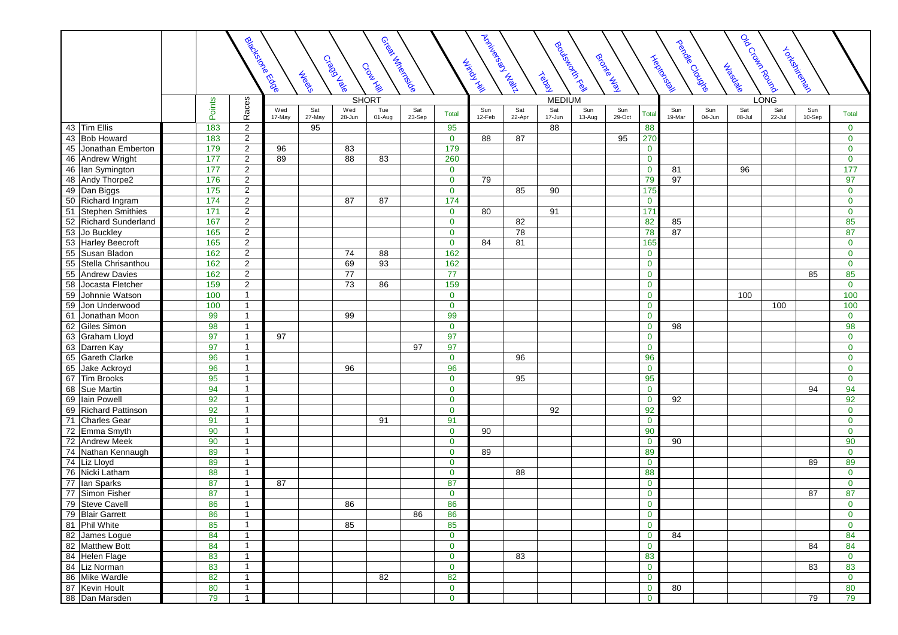| | | Points | Races | Blackstone Edge | Weets | Cragg Vale | Crow Hill | Great Whernside | | Windy Hill | Anniversary Waltz | Tebay | Boulsworth Fell | Bronte Way | | Heptonstall | Pendle Cloughs | Wasdale | Old Crown Round | Yorkshireman | |
|---|---|---|---|---|---|---|---|---|---|---|---|---|---|---|---|---|---|---|---|---|---|
| | | | | SHORT | | | | | | MEDIUM | | | | | | LONG | | | | | |
| | | | | Wed 17-May | Sat 27-May | Wed 28-Jun | Tue 01-Aug | Sat 23-Sep | Total | Sun 12-Feb | Sat 22-Apr | Sat 17-Jun | Sun 13-Aug | Sun 29-Oct | Total | Sun 19-Mar | Sun 04-Jun | Sat 08-Jul | Sat 22-Jul | Sun 10-Sep | Total |
| 43 | Tim Ellis | 183 | 2 | | 95 | | | | 95 | | | 88 | | | 88 | | | | | | 0 |
| 43 | Bob Howard | 183 | 2 | | | | | | 0 | 88 | 87 | | | 95 | 270 | | | | | | 0 |
| 45 | Jonathan Emberton | 179 | 2 | 96 | | 83 | | | 179 | | | | | | 0 | | | | | | 0 |
| 46 | Andrew Wright | 177 | 2 | 89 | | 88 | 83 | | 260 | | | | | | 0 | | | | | | 0 |
| 46 | Ian Symington | 177 | 2 | | | | | | 0 | | | | | | 0 | 81 | | 96 | | | 177 |
| 48 | Andy Thorpe2 | 176 | 2 | | | | | | 0 | 79 | | | | | 79 | 97 | | | | | 97 |
| 49 | Dan Biggs | 175 | 2 | | | | | | 0 | | 85 | 90 | | | 175 | | | | | | 0 |
| 50 | Richard Ingram | 174 | 2 | | | 87 | 87 | | 174 | | | | | | 0 | | | | | | 0 |
| 51 | Stephen Smithies | 171 | 2 | | | | | | 0 | 80 | | 91 | | | 171 | | | | | | 0 |
| 52 | Richard Sunderland | 167 | 2 | | | | | | 0 | | 82 | | | | 82 | 85 | | | | | 85 |
| 53 | Jo Buckley | 165 | 2 | | | | | | 0 | | 78 | | | | 78 | 87 | | | | | 87 |
| 53 | Harley Beecroft | 165 | 2 | | | | | | 0 | 84 | 81 | | | | 165 | | | | | | 0 |
| 55 | Susan Bladon | 162 | 2 | | | 74 | 88 | | 162 | | | | | | 0 | | | | | | 0 |
| 55 | Stella Chrisanthou | 162 | 2 | | | 69 | 93 | | 162 | | | | | | 0 | | | | | | 0 |
| 55 | Andrew Davies | 162 | 2 | | | 77 | | | 77 | | | | | | 0 | | | | | 85 | 85 |
| 58 | Jocasta Fletcher | 159 | 2 | | | 73 | 86 | | 159 | | | | | | 0 | | | | | | 0 |
| 59 | Johnnie Watson | 100 | 1 | | | | | | 0 | | | | | | 0 | | | 100 | | | 100 |
| 59 | Jon Underwood | 100 | 1 | | | | | | 0 | | | | | | 0 | | | | 100 | | 100 |
| 61 | Jonathan Moon | 99 | 1 | | | 99 | | | 99 | | | | | | 0 | | | | | | 0 |
| 62 | Giles Simon | 98 | 1 | | | | | | 0 | | | | | | 0 | 98 | | | | | 98 |
| 63 | Graham Lloyd | 97 | 1 | 97 | | | | | 97 | | | | | | 0 | | | | | | 0 |
| 63 | Darren Kay | 97 | 1 | | | | | 97 | 97 | | | | | | 0 | | | | | | 0 |
| 65 | Gareth Clarke | 96 | 1 | | | | | | 0 | | 96 | | | | 96 | | | | | | 0 |
| 65 | Jake Ackroyd | 96 | 1 | | | 96 | | | 96 | | | | | | 0 | | | | | | 0 |
| 67 | Tim Brooks | 95 | 1 | | | | | | 0 | | 95 | | | | 95 | | | | | | 0 |
| 68 | Sue Martin | 94 | 1 | | | | | | 0 | | | | | | 0 | | | | | 94 | 94 |
| 69 | Iain Powell | 92 | 1 | | | | | | 0 | | | | | | 0 | 92 | | | | | 92 |
| 69 | Richard Pattinson | 92 | 1 | | | | | | 0 | | | 92 | | | 92 | | | | | | 0 |
| 71 | Charles Gear | 91 | 1 | | | | 91 | | 91 | | | | | | 0 | | | | | | 0 |
| 72 | Emma Smyth | 90 | 1 | | | | | | 0 | 90 | | | | | 90 | | | | | | 0 |
| 72 | Andrew Meek | 90 | 1 | | | | | | 0 | | | | | | 0 | 90 | | | | | 90 |
| 74 | Nathan Kennaugh | 89 | 1 | | | | | | 0 | 89 | | | | | 89 | | | | | | 0 |
| 74 | Liz Lloyd | 89 | 1 | | | | | | 0 | | | | | | 0 | | | | | 89 | 89 |
| 76 | Nicki Latham | 88 | 1 | | | | | | 0 | | 88 | | | | 88 | | | | | | 0 |
| 77 | Ian Sparks | 87 | 1 | 87 | | | | | 87 | | | | | | 0 | | | | | | 0 |
| 77 | Simon Fisher | 87 | 1 | | | | | | 0 | | | | | | 0 | | | | | 87 | 87 |
| 79 | Steve Cavell | 86 | 1 | | | 86 | | | 86 | | | | | | 0 | | | | | | 0 |
| 79 | Blair Garrett | 86 | 1 | | | | | 86 | 86 | | | | | | 0 | | | | | | 0 |
| 81 | Phil White | 85 | 1 | | | 85 | | | 85 | | | | | | 0 | | | | | | 0 |
| 82 | James Logue | 84 | 1 | | | | | | 0 | | | | | | 0 | 84 | | | | | 84 |
| 82 | Matthew Bott | 84 | 1 | | | | | | 0 | | | | | | 0 | | | | | 84 | 84 |
| 84 | Helen Flage | 83 | 1 | | | | | | 0 | | 83 | | | | 83 | | | | | | 0 |
| 84 | Liz Norman | 83 | 1 | | | | | | 0 | | | | | | 0 | | | | | 83 | 83 |
| 86 | Mike Wardle | 82 | 1 | | | | 82 | | 82 | | | | | | 0 | | | | | | 0 |
| 87 | Kevin Hoult | 80 | 1 | | | | | | 0 | | | | | | 0 | 80 | | | | | 80 |
| 88 | Dan Marsden | 79 | 1 | | | | | | 0 | | | | | | 0 | | | | | 79 | 79 |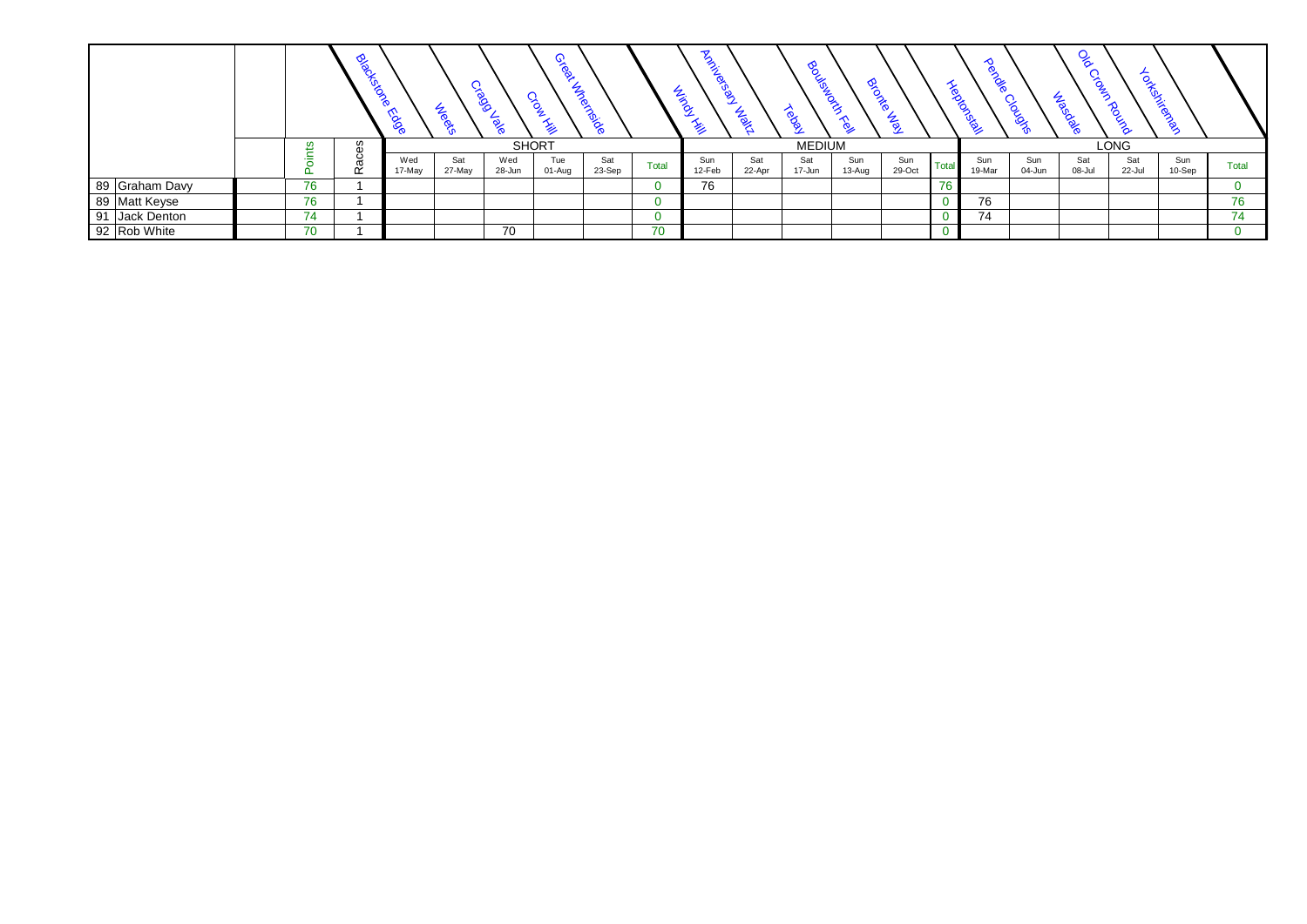| | | | | Blackstone Edge | Weets | Cragg Vale | Crow Hill | Great Whernside | | Windy Hill | Anniversary Waltz | Tebay | Boulsworth Fell | Bronte Way | | Heptonstall | Pendle Cloughs | Wasdale | Old Crown Round | Yorkshireman | |
|---|---|---|---|---|---|---|---|---|---|---|---|---|---|---|---|---|---|---|---|---|---|
| | | | | SHORT | | | | | | MEDIUM | | | | | | LONG | | | | | |
| | | Points | Races | Wed 17-May | Sat 27-May | Wed 28-Jun | Tue 01-Aug | Sat 23-Sep | Total | Sun 12-Feb | Sat 22-Apr | Sat 17-Jun | Sun 13-Aug | Sun 29-Oct | Total | Sun 19-Mar | Sun 04-Jun | Sat 08-Jul | Sat 22-Jul | Sun 10-Sep | Total |
| 89 | Graham Davy | 76 | 1 | | | | | | 0 | 76 | | | | | 76 | | | | | | 0 |
| 89 | Matt Keyse | 76 | 1 | | | | | | 0 | | | | | | 0 | 76 | | | | | 76 |
| 91 | Jack Denton | 74 | 1 | | | | | | 0 | | | | | | 0 | 74 | | | | | 74 |
| 92 | Rob White | 70 | 1 | | | 70 | | | 70 | | | | | | 0 | | | | | | 0 |